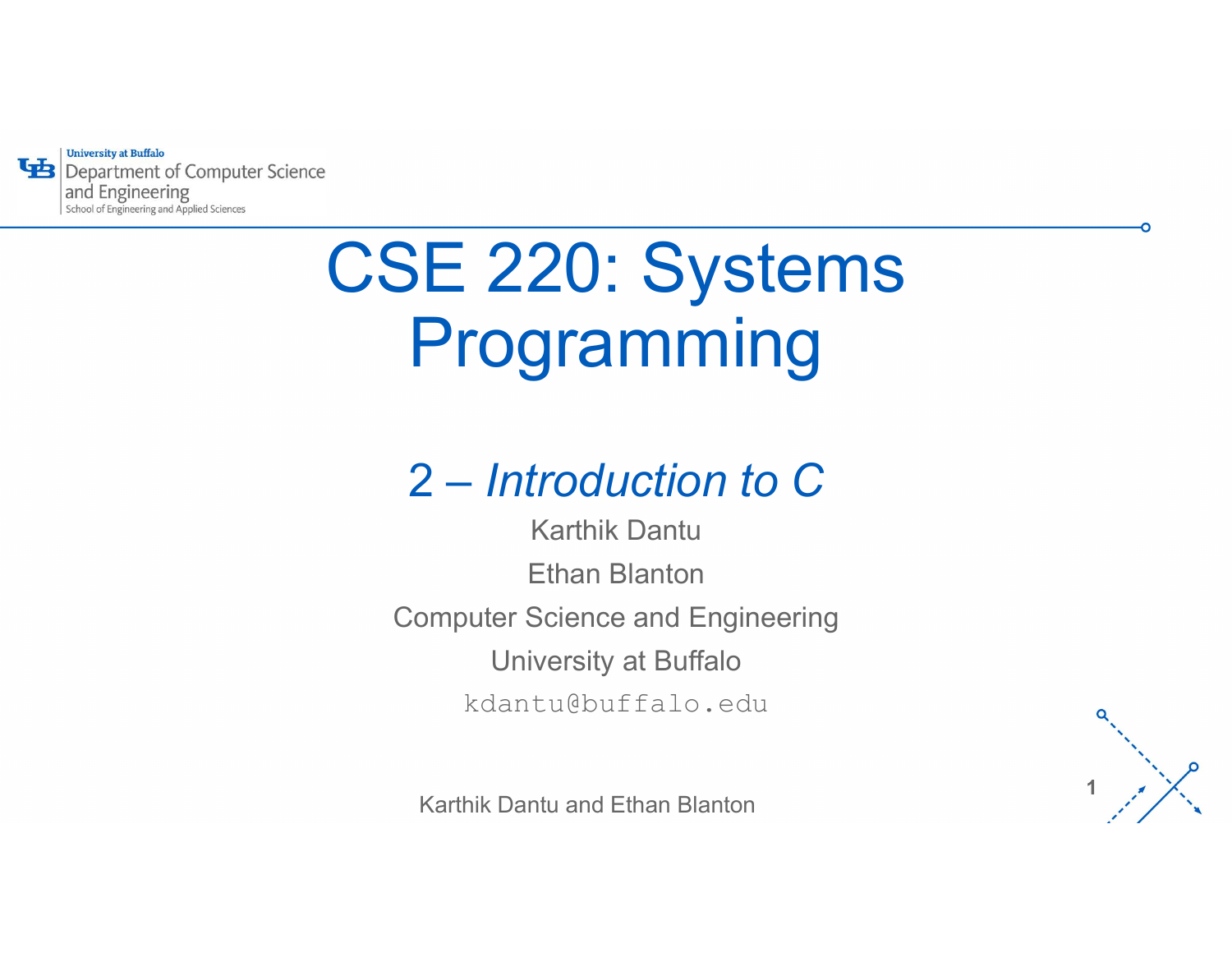University at Buffalo
Department of Computer Science and Engineering
School of Engineering and Applied Sciences

# CSE 220: Systems Programming

## 2 – *Introduction to C*

Karthik Dantu

Ethan Blanton

Computer Science and Engineering

University at Buffalo

`kdantu@buffalo.edu`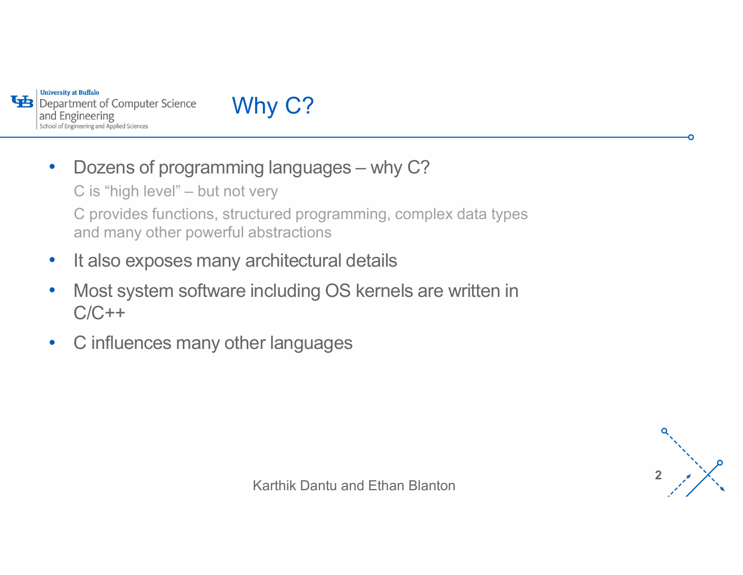# Why C?

- Dozens of programming languages – why C?

  C is “high level” – but not very

  C provides functions, structured programming, complex data types and many other powerful abstractions

- It also exposes many architectural details
- Most system software including OS kernels are written in C/C++
- C influences many other languages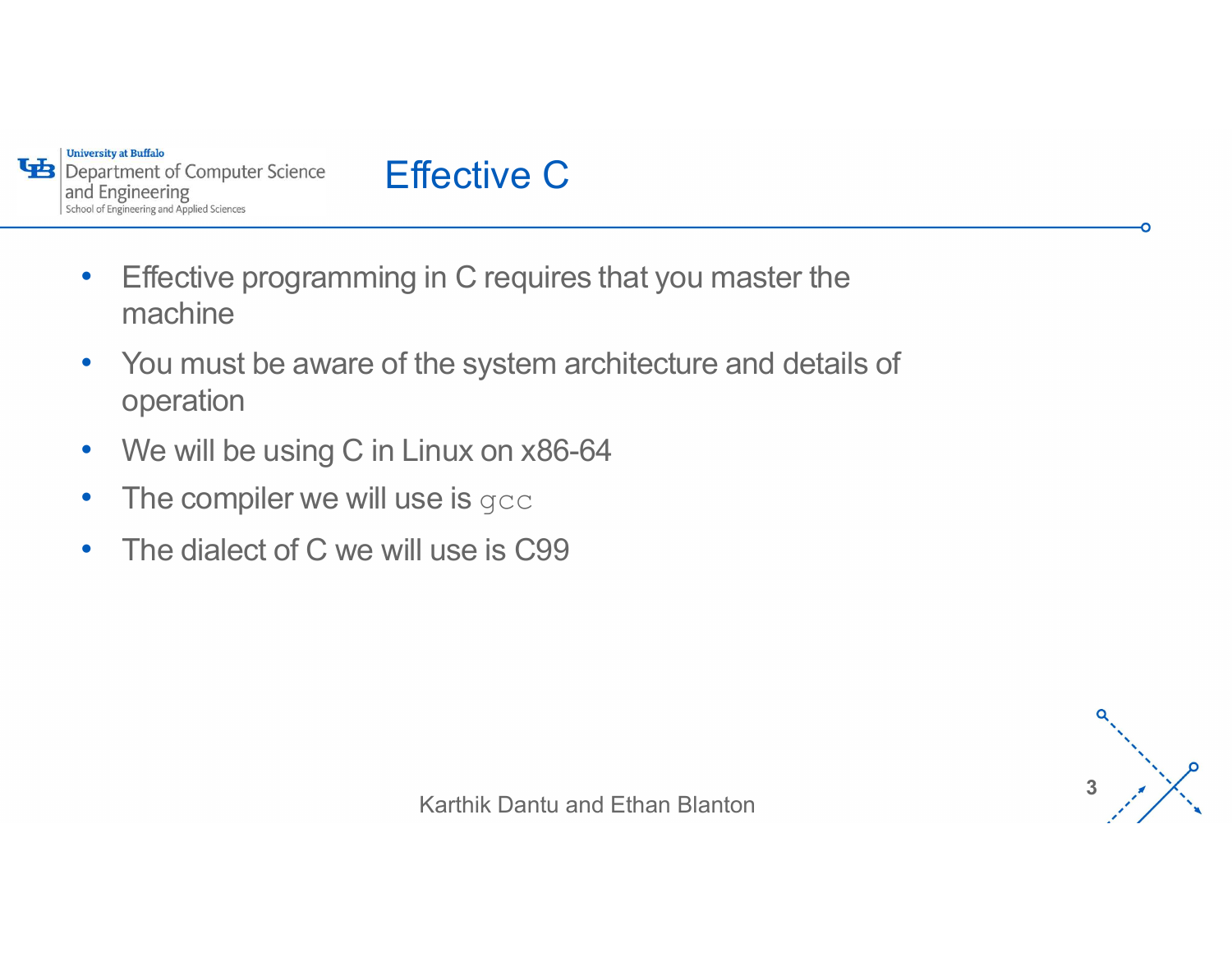# Effective C

- Effective programming in C requires that you master the machine
- You must be aware of the system architecture and details of operation
- We will be using C in Linux on x86-64
- The compiler we will use is `gcc`
- The dialect of C we will use is C99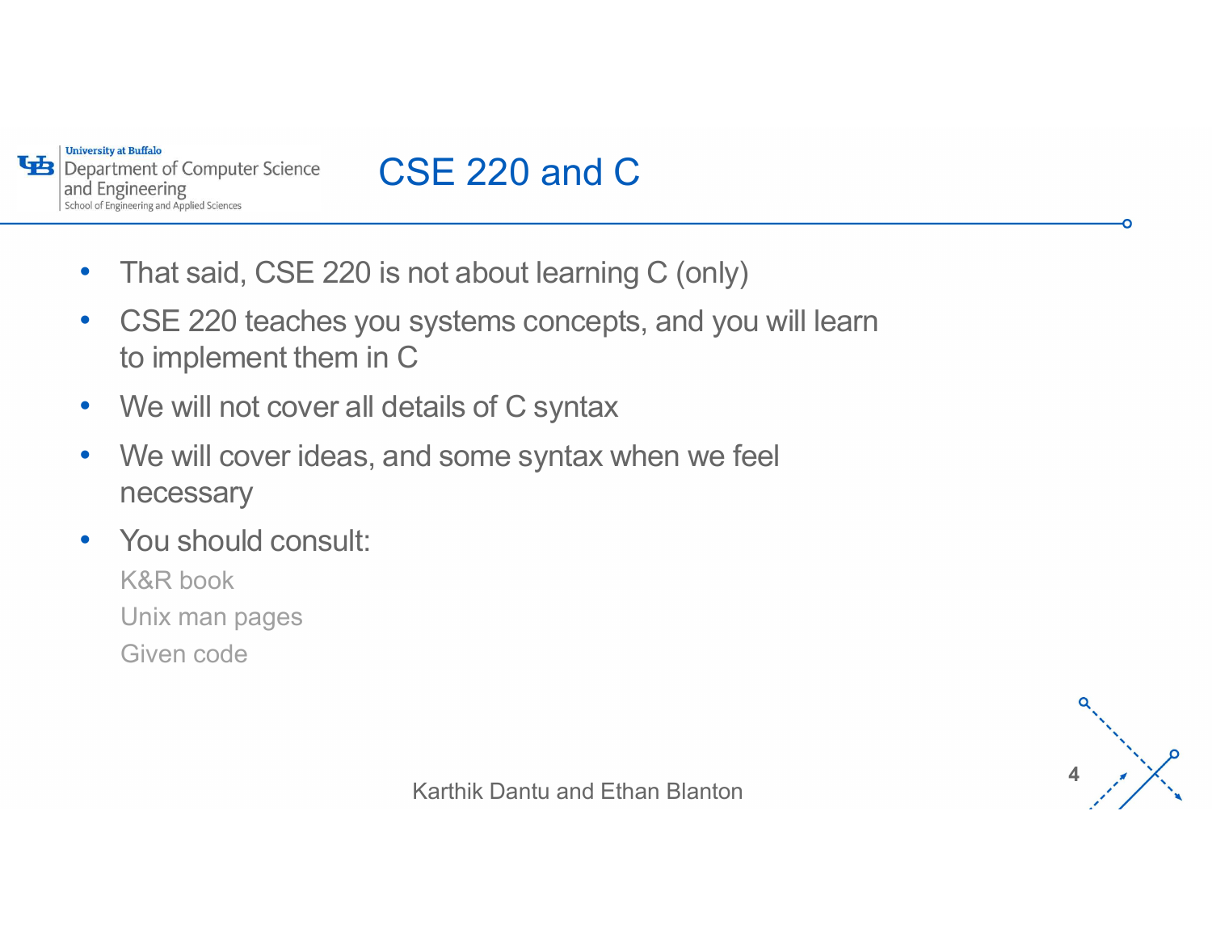# CSE 220 and C

- That said, CSE 220 is not about learning C (only)
- CSE 220 teaches you systems concepts, and you will learn to implement them in C
- We will not cover all details of C syntax
- We will cover ideas, and some syntax when we feel necessary
- You should consult:
  - K&R book
  - Unix man pages
  - Given code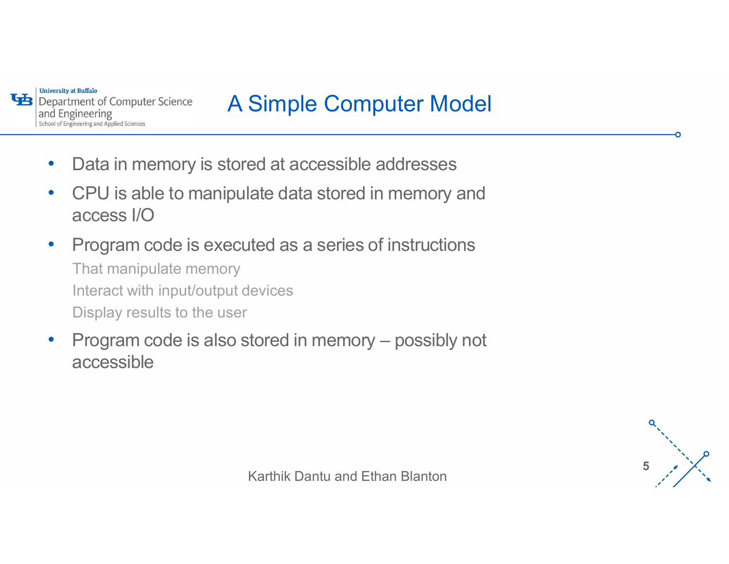# A Simple Computer Model

- Data in memory is stored at accessible addresses
- CPU is able to manipulate data stored in memory and access I/O
- Program code is executed as a series of instructions
  - That manipulate memory
  - Interact with input/output devices
  - Display results to the user
- Program code is also stored in memory – possibly not accessible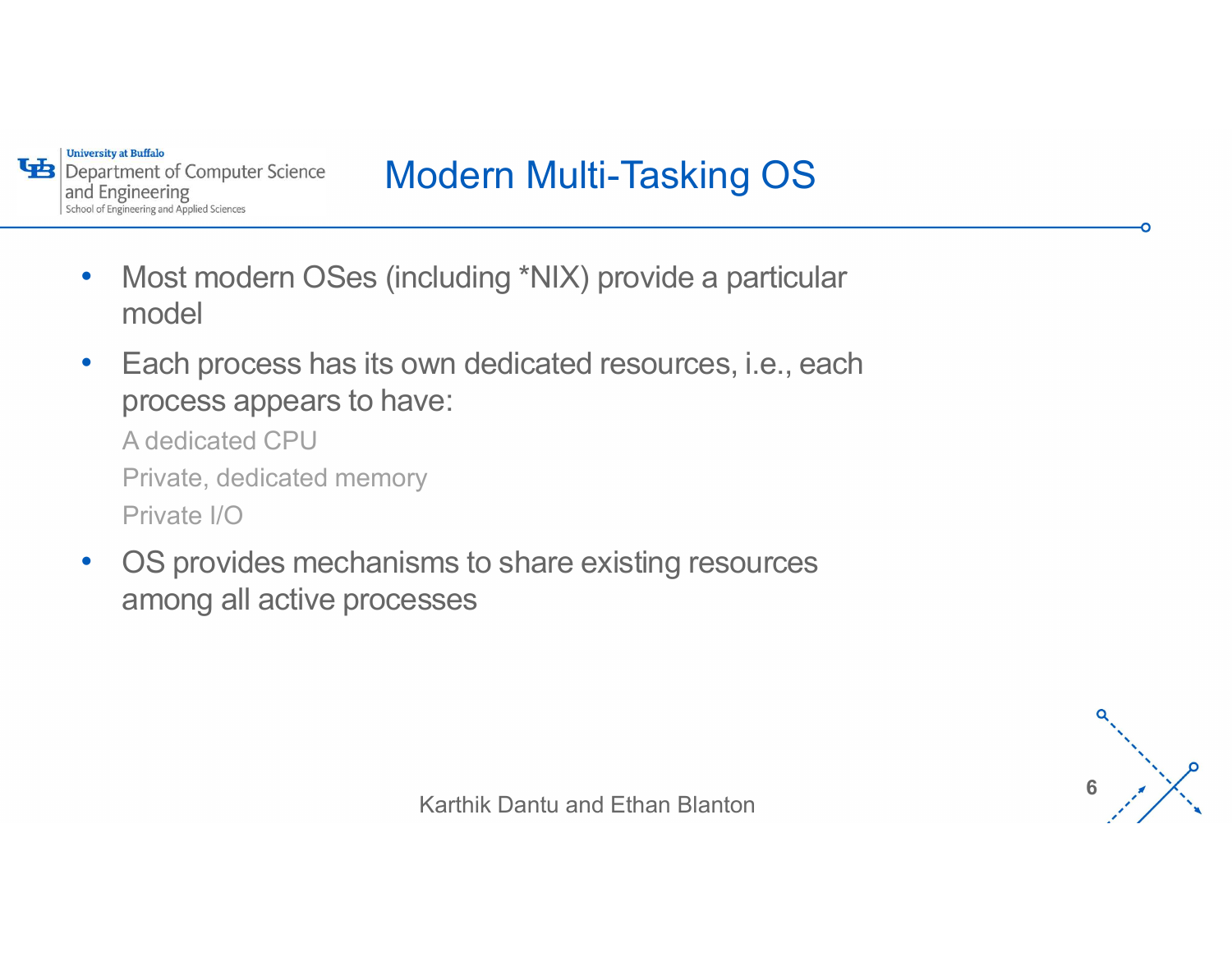# Modern Multi-Tasking OS

- Most modern OSes (including *NIX) provide a particular model
- Each process has its own dedicated resources, i.e., each process appears to have:
  - A dedicated CPU
  - Private, dedicated memory
  - Private I/O
- OS provides mechanisms to share existing resources among all active processes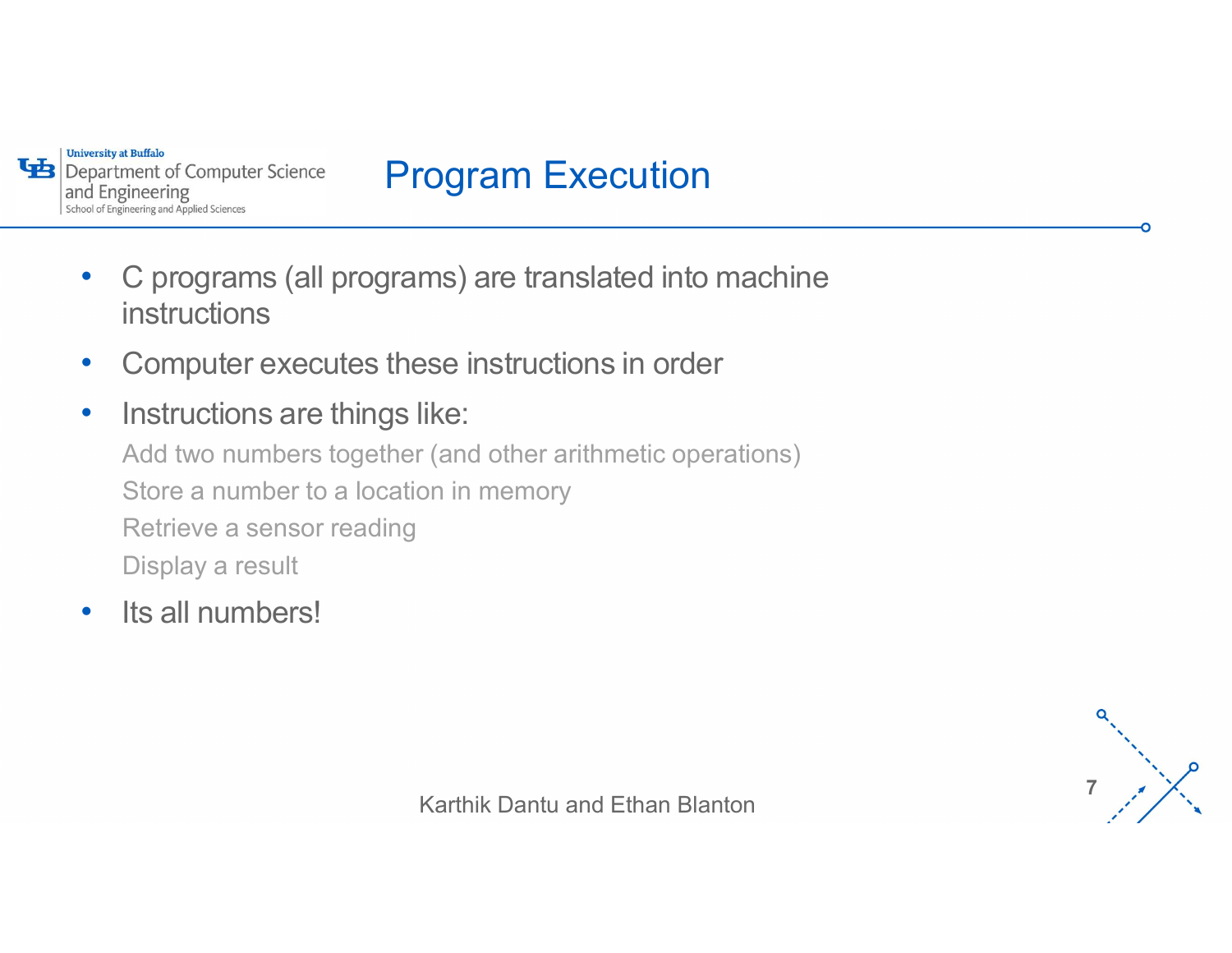# Program Execution

- C programs (all programs) are translated into machine instructions
- Computer executes these instructions in order
- Instructions are things like:
  - Add two numbers together (and other arithmetic operations)
  - Store a number to a location in memory
  - Retrieve a sensor reading
  - Display a result
- Its all numbers!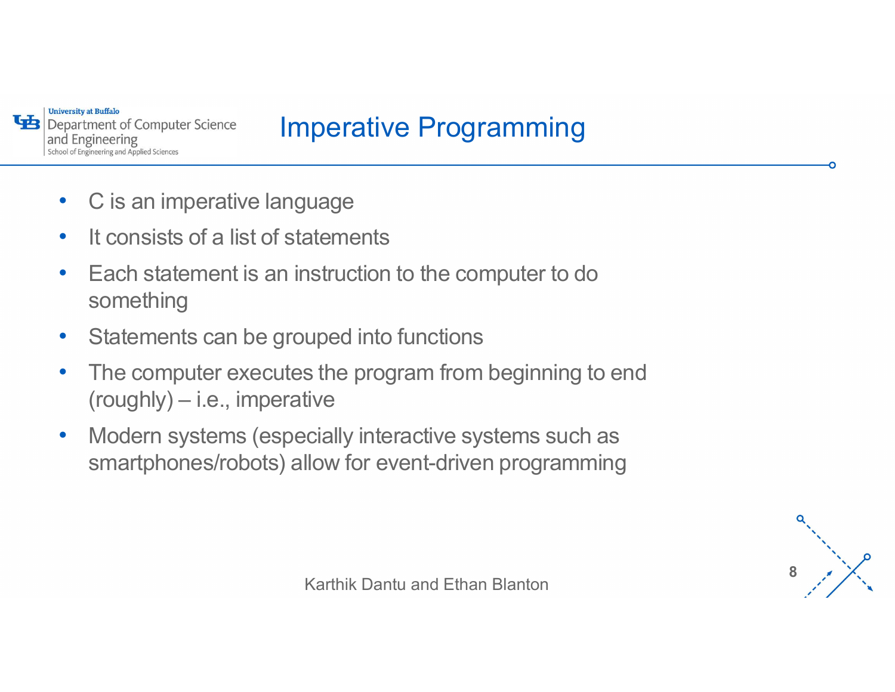# Imperative Programming

- C is an imperative language
- It consists of a list of statements
- Each statement is an instruction to the computer to do something
- Statements can be grouped into functions
- The computer executes the program from beginning to end (roughly) – i.e., imperative
- Modern systems (especially interactive systems such as smartphones/robots) allow for event-driven programming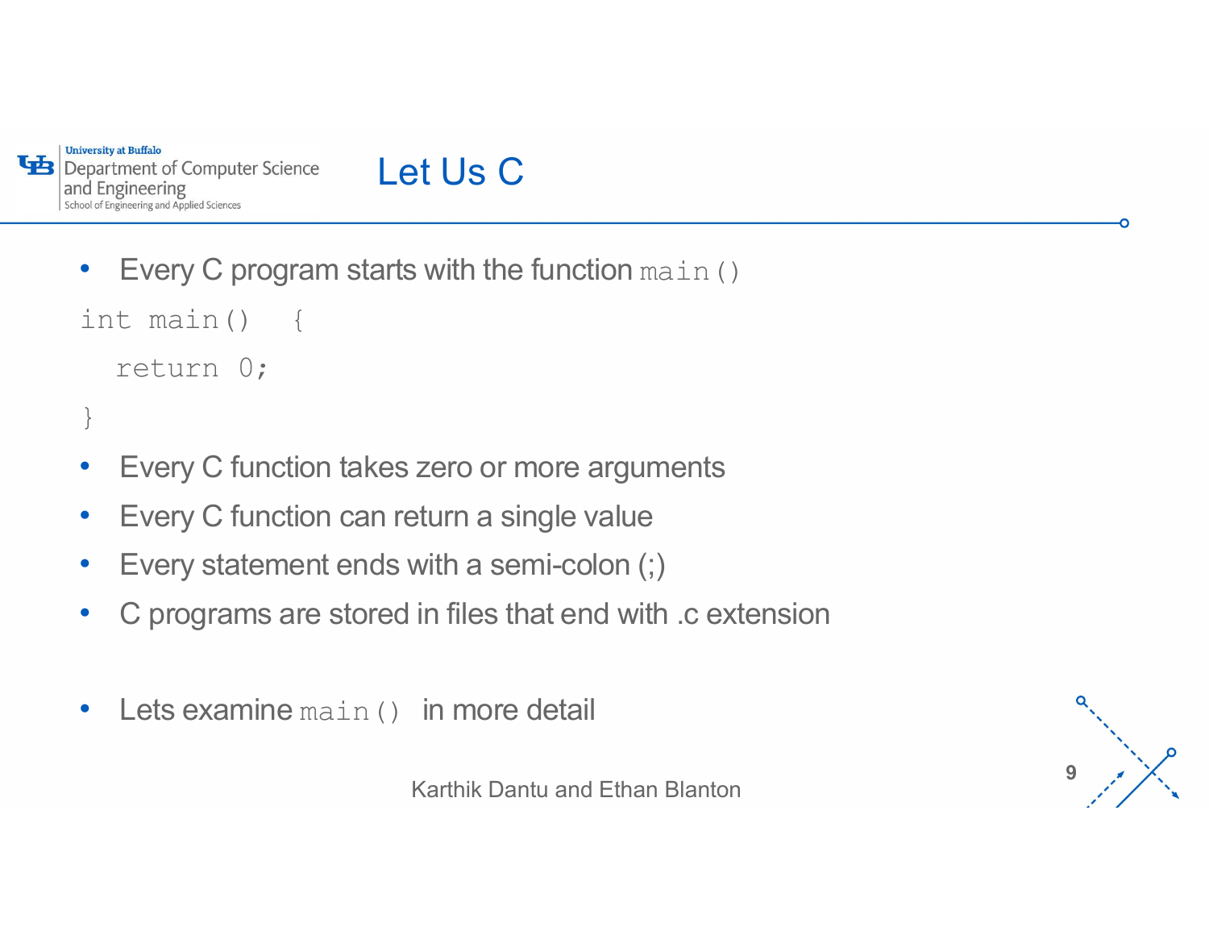# Let Us C

- Every C program starts with the function `main()`

```
int main()  {
  return 0;
}
```

- Every C function takes zero or more arguments
- Every C function can return a single value
- Every statement ends with a semi-colon (;)
- C programs are stored in files that end with .c extension

- Lets examine `main()` in more detail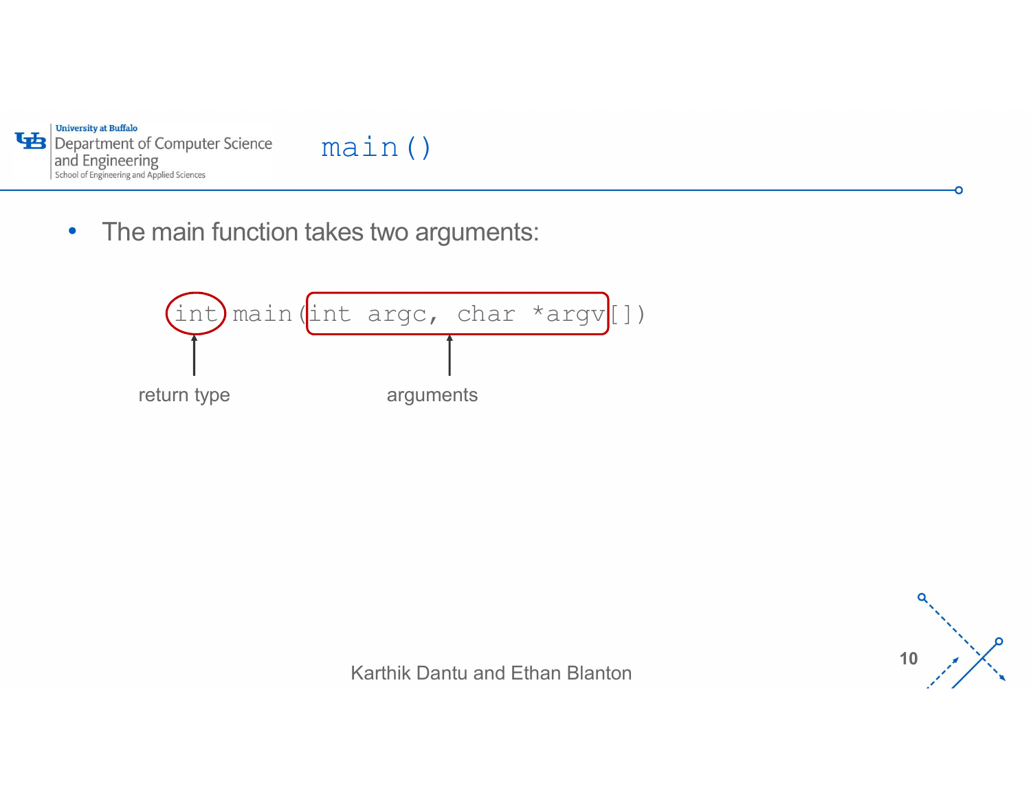# main()

- The main function takes two arguments:

```
int main(int argc, char *argv[])
```

return type: `int`

arguments: `int argc, char *argv[]`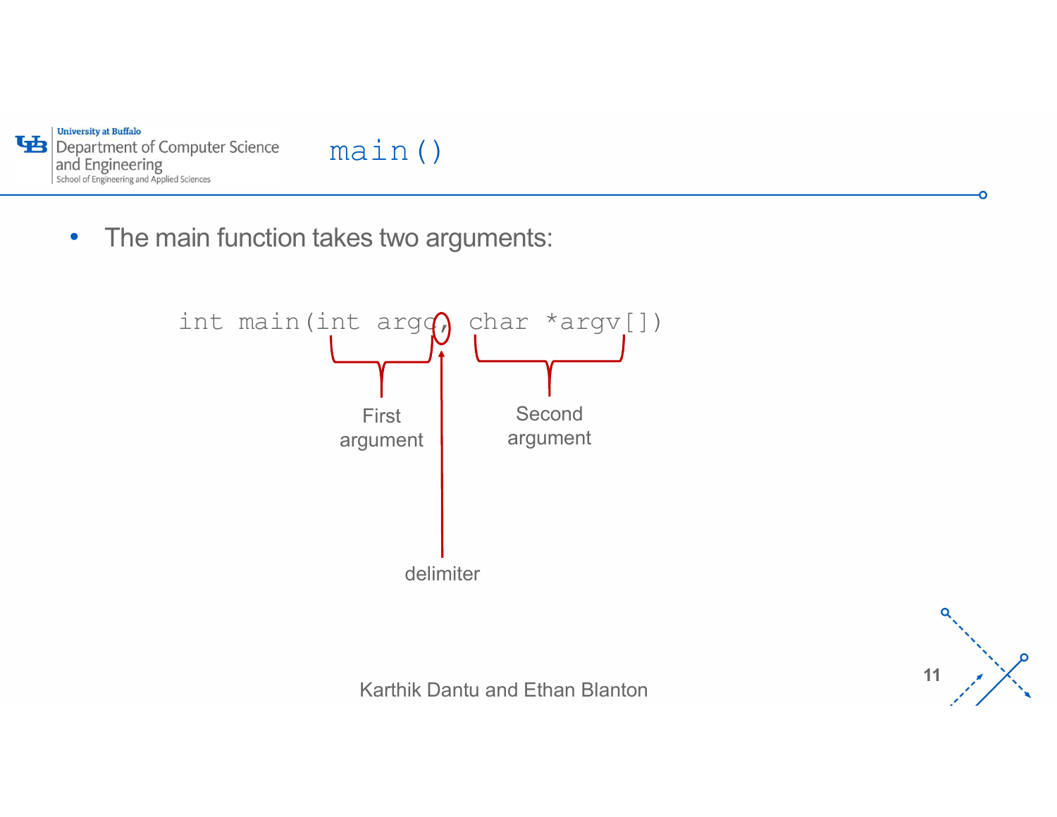# main()

- The main function takes two arguments:

```
int main(int argc, char *argv[])
```

First argument: `int argc`

Second argument: `char *argv[]`

delimiter: `,`

Karthik Dantu and Ethan Blanton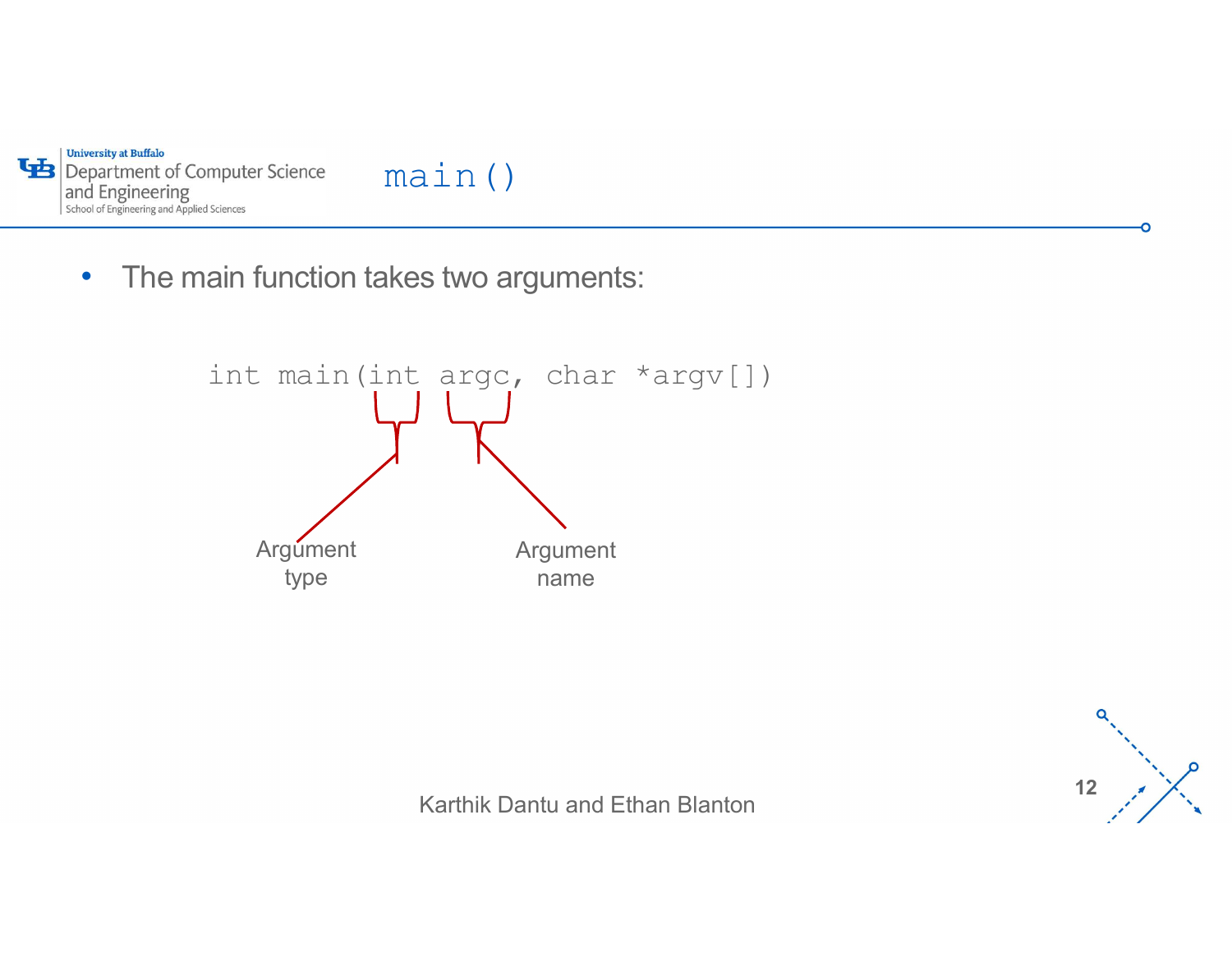# main()

- The main function takes two arguments:

```
int main(int argc, char *argv[])
```

Argument type

Argument name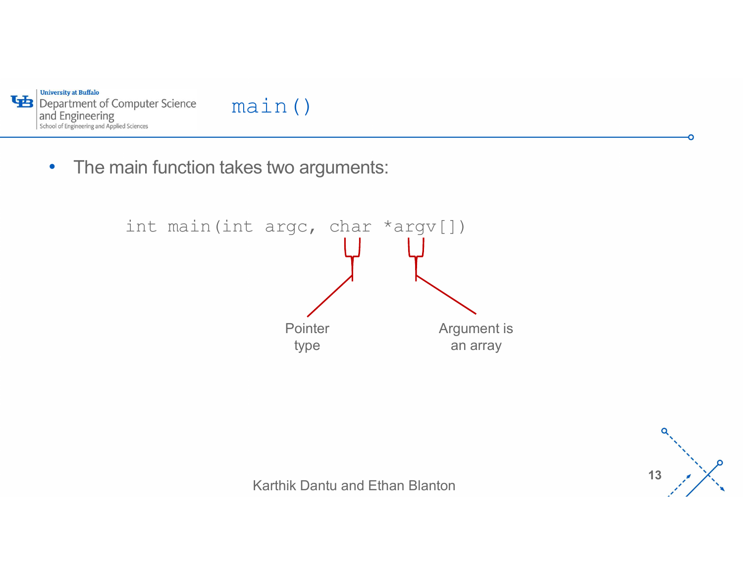# main()

- The main function takes two arguments:

```
int main(int argc, char *argv[])
```

Pointer type

Argument is an array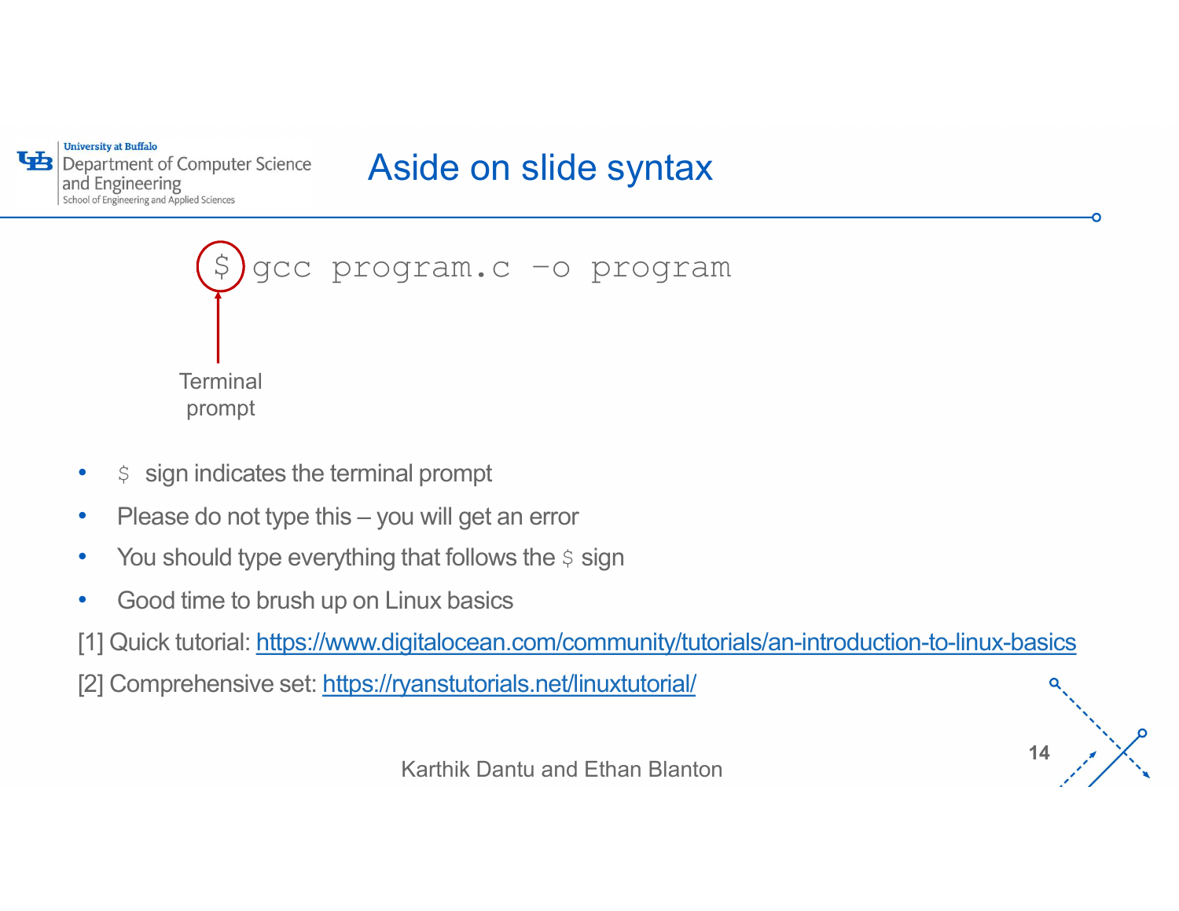# Aside on slide syntax

```
$ gcc program.c –o program
```

Terminal prompt

- `$` sign indicates the terminal prompt
- Please do not type this – you will get an error
- You should type everything that follows the `$` sign
- Good time to brush up on Linux basics

[1] Quick tutorial: https://www.digitalocean.com/community/tutorials/an-introduction-to-linux-basics

[2] Comprehensive set: https://ryanstutorials.net/linuxtutorial/

Karthik Dantu and Ethan Blanton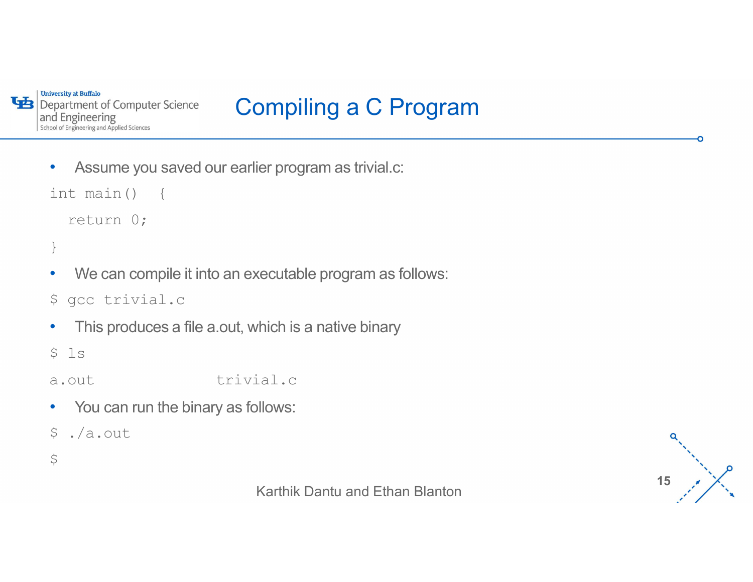# Compiling a C Program

- Assume you saved our earlier program as trivial.c:

```
int main()  {
  return 0;
}
```

- We can compile it into an executable program as follows:

```
$ gcc trivial.c
```

- This produces a file a.out, which is a native binary

```
$ ls
a.out            trivial.c
```

- You can run the binary as follows:

```
$ ./a.out
$
```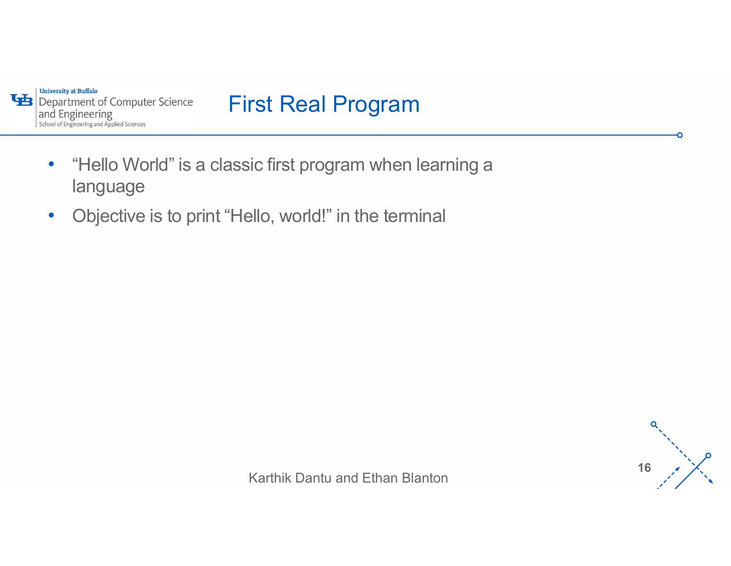# First Real Program

- "Hello World" is a classic first program when learning a language
- Objective is to print "Hello, world!" in the terminal